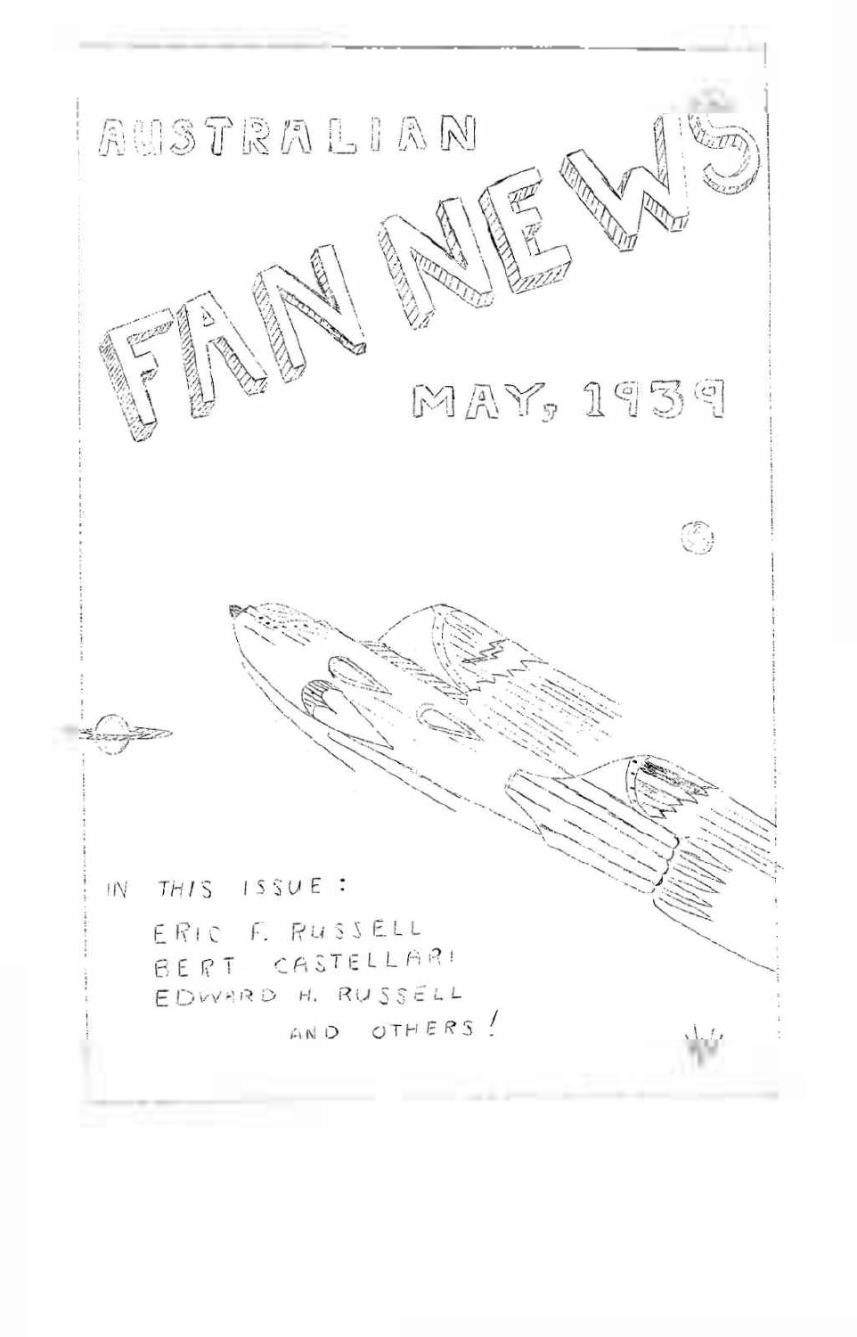# AUSTRALIAN FAN NEWS

MAY, 1939

IN THIS ISSUE:

ERIC F. RUSSELL
BERT CASTELLARI
EDWARD H. RUSSELL
AND OTHERS!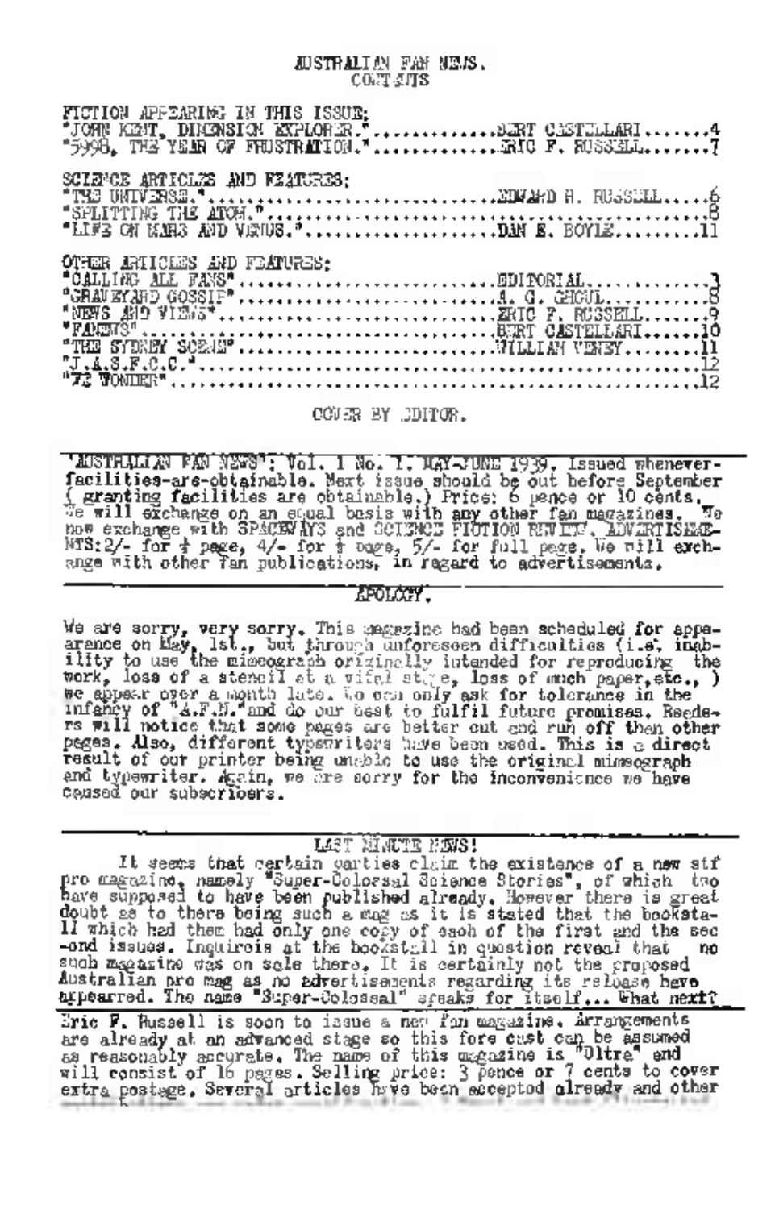# AUSTRALIAN FAN NEWS.
## CONTENTS

FICTION APPEARING IN THIS ISSUE:

"JOHN KENT, DIMENSION EXPLORER."..............BERT CASTELLARI.......4
"5998, THE YEAR OF FRUSTRATION."..............ERIC F. RUSSELL.......7

SCIENCE ARTICLES AND FEATURES:

"THE UNIVERSE."..............................EDWARD H. RUSSELL.....6
"SPLITTING THE ATOM."..........................................8
"LIFE ON MARS AND VENUS.".....................DAN E. BOYLE.........11

OTHER ARTICLES AND FEATURES:

"CALLING ALL FANS"...........................EDITORIAL.............3
"GRAVEYARD GOSSIP"...........................A. G. GHOUL...........8
"NEWS AND VIEWS".............................ERIC F. RUSSELL.......9
"FANEWS".....................................BERT CASTELLARI.......10
"THE SYDNEY SCENE"...........................WILLIAM VENEY.........11
"J.A.S.F.C.C."................................................12
"?? WONDER"...................................................12

COVER BY EDITOR.

---

"AUSTRALIAN FAN NEWS": Vol. I No. I, MAY-JUNE 1939. Issued whenever-facilities-are-obtainable. Next issue should be out before September ( granting facilities are obtainable.) Price: 6 pence or 10 cents. We will exchange on an equal basis with any other fan magazines. We now exchange with SPACEWAYS and SCIENCE FICTION REVIEW. ADVERTISEMENTS: 2/- for ¼ page, 4/- for ½ page, 5/- for full page. We will exchange with other fan publications, in regard to advertisements.

---

## APOLOGY.

We are sorry, very sorry. This magazine had been scheduled for appearance on May, 1st., but through unforeseen difficulties (i.e. inability to use the mimeograph originally intended for reproducing the work, loss of a stencil at a vital stage, loss of much paper, etc., ) we appear over a month late. We can only ask for tolerance in the infancy of "A.F.N." and do our best to fulfil future promises. Readers will notice that some pages are better cut and run off than other pages. Also, different typewriters have been used. This is a direct result of our printer being unable to use the original mimeograph and typewriter. Again, we are sorry for the inconvenience we have caused our subscribers.

---

## LAST MINUTE NEWS!

It seems that certain parties claim the existence of a new stf pro magazine, namely "Super-Colossal Science Stories", of which two have supposed to have been published already. However there is great doubt as to there being such a mag as it is stated that the bookstall which had them had only one copy of each of the first and the second issues. Inquiries at the bookstall in question reveal that no such magazine was on sale there. It is certainly not the proposed Australian pro mag as no advertisements regarding its release have appeared. The name "Super-Colossal" speaks for itself... What next?

---

Eric F. Russell is soon to issue a new fan magazine. Arrangements are already at an advanced stage so this fore cast can be assumed as reasonably accurate. The name of this magazine is "Ultra" and will consist of 16 pages. Selling price: 3 pence or 7 cents to cover extra postage. Several articles have been accepted already and other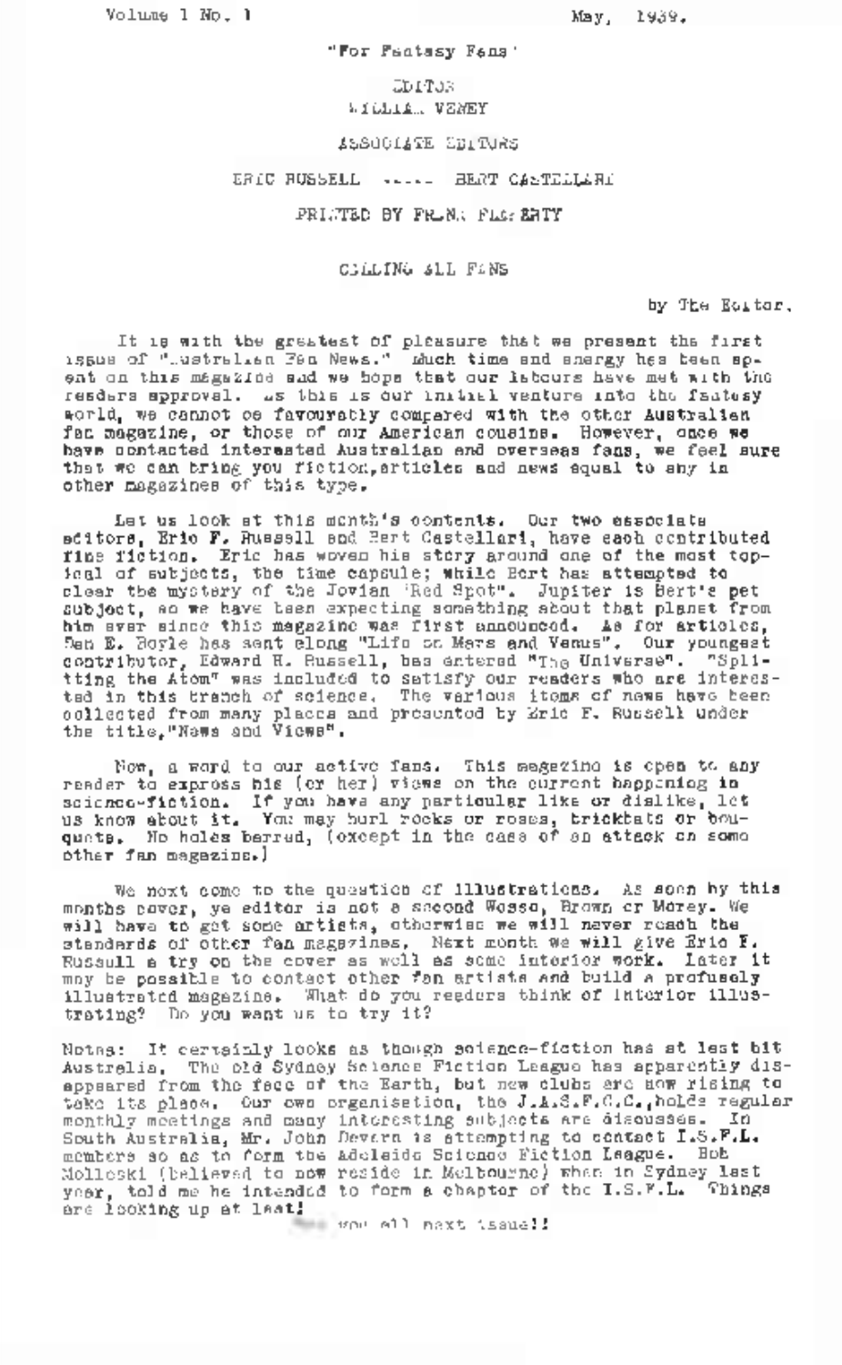Volume 1 No. 1 May, 1939.

"For Fantasy Fans"

EDITOR
WILLIAM VENEY

ASSOCIATE EDITORS

ERIC RUSSELL ----- BERT CASTELLARI

PRINTED BY FRANK FLAHERTY

## CALLING ALL FANS

by The Editor.

It is with the greatest of pleasure that we present the first issue of "Australian Fan News." Much time and energy has been spent on this magazine and we hope that our labours have met with the readers approval. As this is our initial venture into the fantasy world, we cannot be favourably compared with the other Australian fan magazine, or those of our American cousins. However, once we have contacted interested Australian and overseas fans, we feel sure that we can bring you fiction, articles and news equal to any in other magazines of this type.

Let us look at this month's contents. Our two associate editors, Eric F. Russell and Bert Castellari, have each contributed fine fiction. Eric has woven his story around one of the most topical of subjects, the time capsule; while Bert has attempted to clear the mystery of the Jovian "Red Spot". Jupiter is Bert's pet subject, so we have been expecting something about that planet from him ever since this magazine was first announced. As for articles, Ben E. Boyle has sent along "Life on Mars and Venus". Our youngest contributor, Edward H. Russell, has entered "The Universe". "Splitting the Atom" was included to satisfy our readers who are interested in this branch of science. The various items of news have been collected from many places and presented by Eric F. Russell under the title, "News and Views".

Now, a word to our active fans. This magazine is open to any reader to express his (or her) views on the current happening in science-fiction. If you have any particular like or dislike, let us know about it. You may hurl rocks or roses, brickbats or bouquets. No holes barred, (except in the case of an attack on some other fan magazine.)

We next come to the question of illustrations. As seen by this months cover, ye editor is not a second Wesso, Brown or Morey. We will have to get some artists, otherwise we will never reach the standards of other fan magazines. Next month we will give Eric F. Russell a try on the cover as well as some interior work. Later it may be possible to contact other fan artists and build a profusely illustrated magazine. What do you readers think of interior illustrating? Do you want us to try it?

Notes: It certainly looks as though science-fiction has at last hit Australia. The old Sydney Science Fiction League has apparently disappeared from the face of the Earth, but new clubs are now rising to take its place. Our own organisation, the J.A.S.F.C.C., holds regular monthly meetings and many interesting subjects are discussed. In South Australia, Mr. John Devern is attempting to contact I.S.F.L. members so as to form the Adelaide Science Fiction League. Bob Molleski (believed to now reside in Melbourne) when in Sydney last year, told me he intended to form a chapter of the I.S.F.L. Things are looking up at last!

See you all next issue!!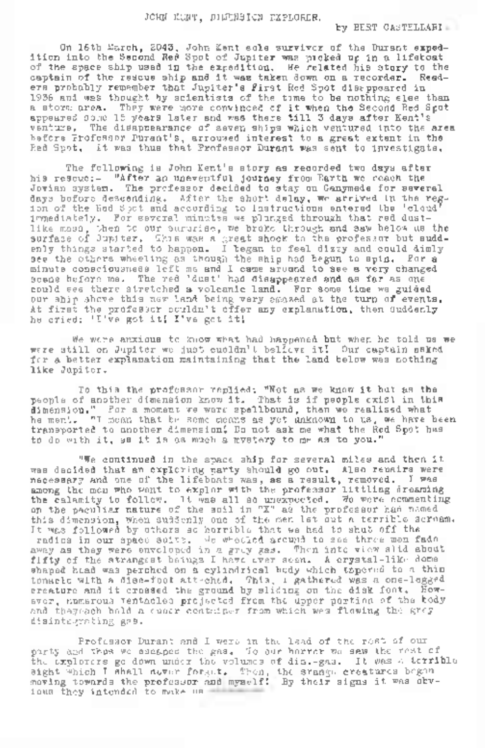# JOHN KENT, DIMENSION EXPLORER.

by BERT CASTELLARI.

On 16th March, 2043, John Kent sole survivor of the Durant expedition into the Second Red Spot of Jupiter was picked up in a lifeboat of the space ship used in the expedition. He related his story to the captain of the rescue ship and it was taken down on a recorder. Readers probably remember that Jupiter's First Red Spot disappeared in 1936 and was thought by scientists of the time to be nothing else than a storm area. They were more convinced of it when the Second Red Spot appeared some 15 years later and was there till 3 days after Kent's venture. The disappearance of seven ships which ventured into the area before Professor Durant's, arroused interest to a great extent in the Red Spot. It was thus that Professor Durant was sent to investigate.

The following is John Kent's story as recorded two days after his rescue:- "After an uneventful journey from Earth we reach the Jovian system. The professor decided to stay on Ganymede for several days before descending. After the short delay, we arrived in the region of the Red Spot and according to instructions entered the 'cloud' immediately. For several minutes we plunged through that red dust-like mass, then to our surprise, we broke through and saw below us the surface of Jupiter. This was a great shock to the professor but suddenly things started to happen. I began to feel dizzy and could dimly see the others wheeling as though the ship had begun to spin. For a minute consciousness left me and I came around to see a very changed scene before me. The red 'dust' had disappeared and as far as one could see there stretched a volcanic land. For some time we guided our ship above this new land being very amazed at the turn of events. At first the professor couldn't offer any explanation, then suddenly he cried: 'I've got it! I've got it!

We were anxious to know what had happened but when he told us we were still on Jupiter we just couldn't believe it! Our captain asked for a better explanation maintaining that the land below was nothing like Jupiter.

To this the professor replied: "Not as we know it but as the people of another dimension know it. That is if people exist in this dimension." For a moment we were spellbound, then we realised what he ment. "I mean that by some means as yet unknown to us, we have been transported to another dimension! Do not ask me what the Red Spot has to do with it, as it is as much a mystery to me as to you."

"We continued in the space ship for several miles and then it was decided that an exploring party should go out. Also repairs were necessary and one of the lifeboats was, as a result, removed. I was among the men who went to explor with the professor littling dreaming the calamity to follow. It was all so unexpected. We were commenting on the peculiar nature of the soil in "X" as the professor had named this dimension, when suddenly one of the men let out a terrible scream. It was followed by others so horrible that we had to shut off the radios in our space suits. We wheeled around to see three men fade away as they were enveloped in a grey gas. Then into view slid about fifty of the strangest beings I have ever seen. A crystal-like dome shaped head was perched on a cylindrical body which tapered to a thin tentacle with a disc-foot attached. This, I gathered was a one-legged creature and it crossed the ground by sliding on the disk foot. However, numerous tentacles projected from the upper portion of the body and they each held a queer container from which was flowing the grey disintegrating gas.

Professor Durant and I were in the lead of the rest of our party and thus we escaped the gas. To our horror we saw the rest of the explorers go down under the volumes of dis.-gas. It was a terrible sight which I shall never forget. Then, the strange creatures began moving towards the professor and myself! By their signs it was obvious they intended to make us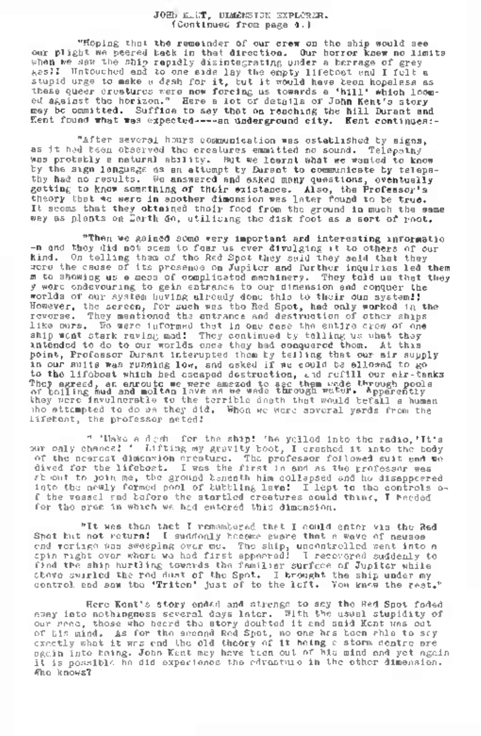# JOHN KENT, DIMENSION EXPLORER.

(Continued from page 4.)

"Hoping that the remainder of our crew on the ship would see our plight we peered back in that direction. Our horror knew no limits when we saw the ship rapidly disintegrating under a barrage of grey gas!! Untouched and to one side lay the empty lifeboat and I felt a stupid urge to make a dash for it, but it would have been hopeless as these queer creatures were now forcing us towards a 'hill' which loomed against the horizon." Here a lot of details of John Kent's story may be ommitted. Suffice to say that on reaching the hill Durant and Kent found what was expected----an underground city. Kent continues:-

"After several hours communication was established by signs, as it had been observed the creatures emmitted no sound. Telepathy was probably a natural ability. But we learnt what we wanted to know by the sign language as an attempt by Durant to communicate by telepathy had no results. We answered and asked many questions, eventually getting to know something of their existance. Also, the Professor's theory that we were in another dimension was later found to be true. It seems that they obtained their food from the ground in much the same way as plants on Earth do, utilising the disk foot as a sort of root.

"Then we gained some very important and interesting informatio-n and they did not seem to fear us ever divulging it to others of our kind. On telling them of the Red Spot they said they said that they were the cause of its presence on Jupiter and further inquiries led them m to showing us a mass of complicated machinery. They told us that they y were endeavouring to gain entrance to our dimension and conquer the worlds of our system having already done this to their own system!! However, the screen, for such was the Red Spot, had only worked in the reverse. They mentioned the entrance and destruction of other ships like ours. We were informed that in one case the entire crew of one ship went stark raving mad! They continued by telling us what they intended to do to our worlds once they had conquered them. At this point, Professor Durant interupted them by telling that our air supply in our suits was running low, and asked if we could be allowed to go to the lifeboat which had escaped destruction, and refill our air-tanks They agreed, an enroute we were amazed to see them wade through pools of boiling mud and molten lava as we wade through water. Apparently they were invulnerable to the terrible death that would befall a human who attempted to do as they did. When we were several yards from the lifeboat, the professor acted!

" 'Make a dash for the ship! 'he yelled into the radio,'It's our only chance! ' Lifting my gravity boot, I crashed it into the body of the nearest dimension creature. The professor followed suit and we dived for the lifeboat. I was the first in and as the professor was about to join me, the ground beneath him collapsed and he disappeared into the newly formed pool of bubbling lava! I leapt to the controls o-f the vessel and before the startled creatures could think, I headed for the area in which we had entered this dimension.

"It was then that I remembered that I could enter via the Red Spot but not return! I suddenly became aware that a wave of nausea and vertigo was sweeping over me. The ship, uncontrolled went into a spin right over where we had first appeared! I recovered suddenly to find the ship hurtling towards the familiar surface of Jupiter while above swirled the red dust of the Spot. I brought the ship under my control and saw the 'Triton' just of to the left. You know the rest."

Here Kent's story ended and strange to say the Red Spot faded away into nothingness several days later. With the usual stupidity of our race, those who heard the story doubted it and said Kent was out of his mind. As for the second Red Spot, no one has been able to say exactly what it was and the old theory of it being a storm centre are again into being. John Kent may have been out of his mind and yet again it is possible he did experience the adventure in the other dimension. Who knows?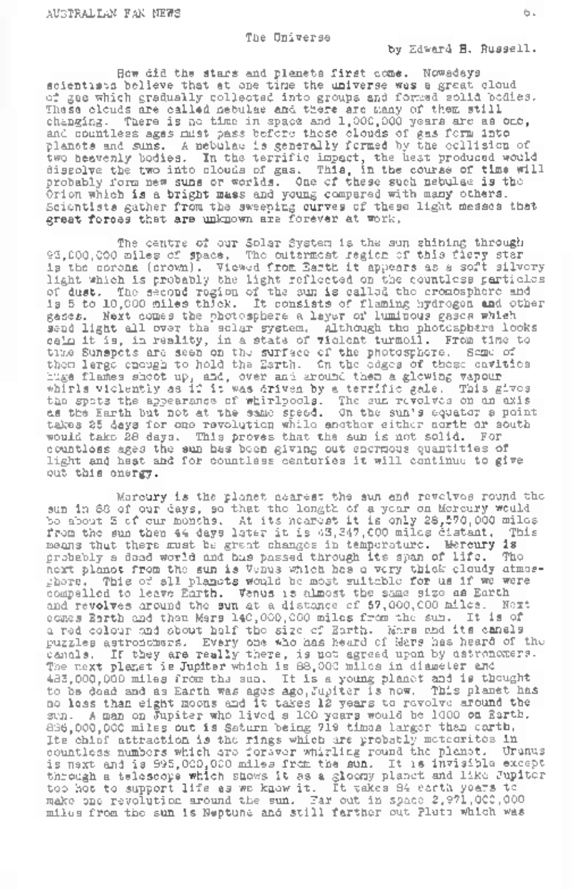## The Universe

by Edward H. Russell.

How did the stars and planets first come. Nowadays scientists believe that at one time the universe was a great cloud of gas which gradually collected into groups and formed solid bodies. These clouds are called nebulae and there are many of them still changing. There is no time in space and 1,000,000 years are as one, and countless ages must pass before these clouds of gas form into planets and suns. A nebulae is generally formed by the collision of two heavenly bodies. In the terrific impact, the heat produced would dissolve the two into clouds of gas. This, in the course of time will probably form new suns or worlds. One of these such nebulae is the Orion which is a bright mass and young compared with many others. Scientists gather from the sweeping curves of these light masses that great forces that are unknown are forever at work.

The centre of our Solar System is the sun shining through 93,000,000 miles of space. The outermost region of this fiery star is the corona (crown). Viewed from Earth it appears as a soft silvery light which is probably the light reflected on the countless particles of dust. The second region of the sun is called the cromosphere and is 5 to 10,000 miles thick. It consists of flaming hydrogen and other gases. Next comes the photosphere a layer of luminous gases which send light all over the solar system. Although the photosphere looks calm it is, in reality, in a state of violent turmoil. From time to time Sunspots are seen on the surface of the photosphere. Some of them large enough to hold the Earth. On the edges of these cavities huge flames shoot up, and, over and around them a glowing vapour whirls violently as if it was driven by a terrific gale. This gives the spots the appearance of whirlpools. The sun revolves on an axis as the Earth but not at the same speed. On the sun's equator a point takes 25 days for one revolution while another either north or south would take 28 days. This proves that the sun is not solid. For countless ages the sun has been giving out enormous quantities of light and heat and for countless centuries it will continue to give out this energy.

Mercury is the planet nearest the sun and revolves round the sun in 88 of our days, so that the length of a year on Mercury would be about 3 of our months. At its nearest it is only 28,570,000 miles from the sun then 44 days later it is 43,347,000 miles distant. This means that there must be great changes in temperature. Mercury is probably a dead world and has passed through its span of life. The next planet from the sun is Venus which has a very thick cloudy atmosphere. This of all planets would be most suitable for us if we were compelled to leave Earth. Venus is almost the same size as Earth and revolves around the sun at a distance of 67,000,000 miles. Next comes Earth and then Mars 140,000,000 miles from the sun. It is of a red colour and about half the size of Earth. Mars and its canals puzzles astronomers. Every one who has heard of Mars has heard of the canals. If they are really there, is not agreed upon by astronomers. The next planet is Jupiter which is 88,000 miles in diameter and 483,000,000 miles from the sun. It is a young planet and is thought to be dead and as Earth was ages ago, Jupiter is now. This planet has no less than eight moons and it takes 12 years to revolve around the sun. A man on Jupiter who lived a 100 years would be 1000 on Earth. 886,000,000 miles out is Saturn being 719 times larger than earth. Its chief attraction is the rings which are probably meteorites in countless numbers which are forever whirling round the planet. Uranus is next and is 995,000,000 miles from the sun. It is invisible except through a telescope which shows it as a gloomy planet and like Jupiter too hot to support life as we know it. It takes 84 earth years to make one revolution around the sun. Far out in space 2,971,000,000 miles from the sun is Neptune and still farther out Pluto which was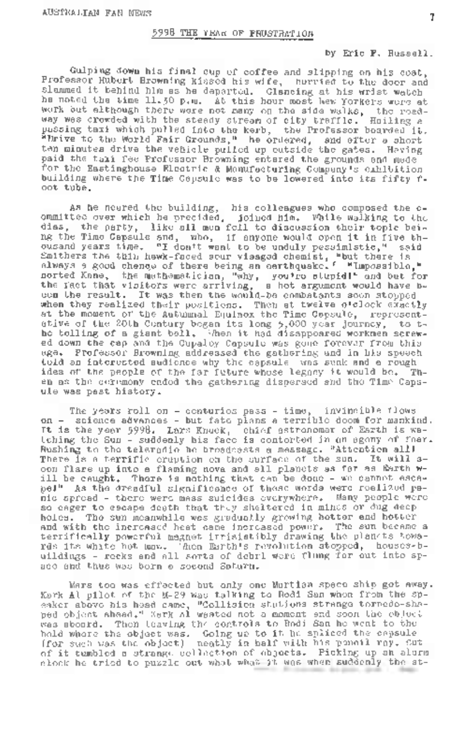## 5998 THE YEAR OF FRUSTRATION

by Eric F. Russell.

Gulping down his final cup of coffee and slipping on his coat, Professor Hubert Browning kissed his wife, hurried to the door and slammed it behind him as he departed. Glancing at his wrist watch he noted the time 11.30 p.m. At this hour most New Yorkers were at work but although there were not many on the side walks, the roadway was crowded with the steady stream of city traffic. Hailing a passing taxi which pulled into the kerb, the Professor boarded it. "Drive to the World Fair Grounds," he ordered, and after a short ten minutes drive the vehicle pulled up outside the gates. Having paid the taxi fee Professor Browning entered the grounds and made for the Eastinghouse Electric & Manufacturing Company's exhibition building where the Time Capsule was to be lowered into its fifty foot tube.

As he neared the building, his colleagues who composed the committee over which he precided, joined him. While walking to the dias, the party, like all men fell to discussion their topic being the Time Capsule and, who, if anyone would open it in five thousand years time. "I don't want to be unduly pessimistic," said Smithers the thin hawk-faced sour visaged chemist, "but there is always a good chance of there being an earthquake." "Impossible," snorted Kane, the mathematician, "why, you're stupid!" and but for the fact that visitors were arriving, a hot argument would have been the result. It was then the would-be combatants soon stopped when they realized their positions. Then at twelve o'clock exactly at the moment of the Autumnal Equinox the Time Capsule, representative of the 20th Century began its long 5,000 year journey, to the tolling of a giant bell. When it had disappeared workmen screwed down the cap and the Cupaloy Capsule was gone forever from this age. Professor Browning addressed the gathering and in his speech told an interested audience why the capsule was sunk and a rough idea of the people of the far future whose legacy it would be. Then as the ceremony ended the gathering dispersed and the Time Capsule was past history.

The years roll on - centuries pass - time, invincible flows on - science advances - but fate plans a terrible doom for mankind. It is the year 5998. Lars Knuck, chief astronomer of Earth is watching the Sun - suddenly his face is contorted in an agony of fear. Rushing to the teleradio he broadcasts a message. "Attention all! There is a terrific eruption on the surface of the sun. It will soon flare up into a flaming nova and all planets as far as Earth will be caught. There is nothing that can be done - we cannot escape!" As the dreadful significance of these words were realized panic spread - there were mass suicides everywhere. Many people were so eager to escape death that they sheltered in mines or dug deep holes. The sun meanwhile was gradually growing hotter and hotter and with the increased heat came increased power. The sun became a terrifically powerful magnet irrisistibly drawing the planets towards its white hot maw. When Earth's revolution stopped, houses-buildings - rocks and all sorts of debri were flung far out into space and thus was born a second Saturn.

Mars too was effected but only one Martian space ship got away. Kark Al pilot of the M-29 was talking to Rodi San when from the speaker above his head came, "Collision stations strange torpedo-shaped object ahead." Kark Al wasted not a moment and soon the object was aboard. Then leaving the controls to Rodi San he went to the hold where the object was. Going up to it he spliced the capsule (for such was the object) neatly in half with his pencil ray. Out of it tumbled a strange collection of objects. Picking up an alarm clock he tried to puzzle out what what it was when suddenly the st-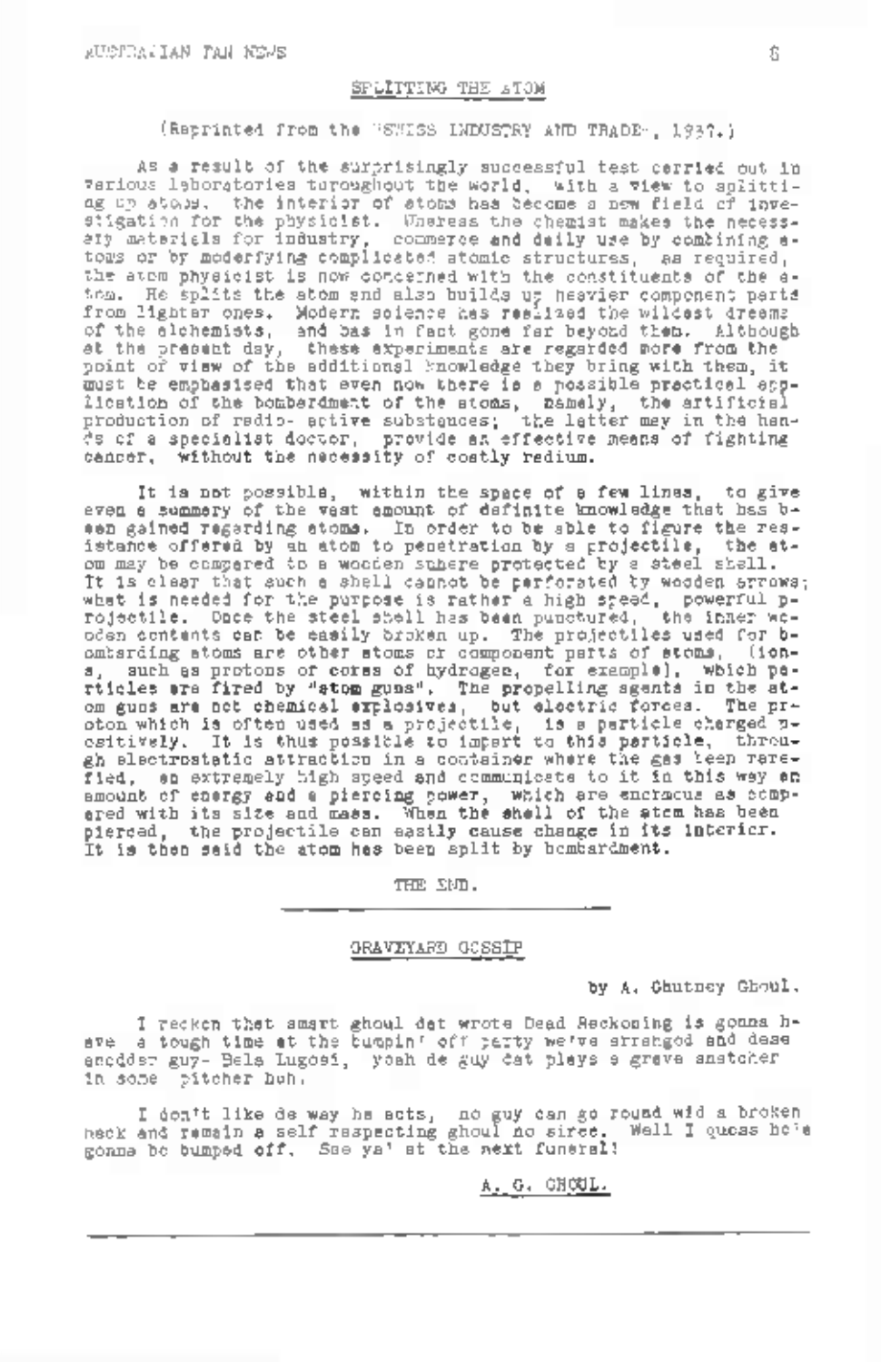## SPLITTING THE ATOM

(Reprinted from the "SWISS INDUSTRY AND TRADE", 1937.)

As a result of the surprisingly successful test carried out in various laboratories throughout the world, with a view to splitting up atoms, the interior of atoms has become a new field of investigation for the physicist. Whereas the chemist makes the necessary materials for industry, commerce and daily use by combining atoms or by moderfying complicated atomic structures, as required, the atom physicist is now concerned with the constituents of the atom. He splits the atom and also builds up heavier component parts from lighter ones. Modern science has realized the wildest dreams of the alchemists, and has in fact gone far beyond them. Although at the present day, these experiments are regarded more from the point of view of the additional knowledge they bring with them, it must be emphasised that even now there is a possible practical application of the bombardment of the atoms, namely, the artificial production of radio- active substances; the latter may in the hands of a specialist doctor, provide an effective means of fighting cancer, without the necessity of costly radium.

It is not possible, within the space of a few lines, to give even a summary of the vast amount of definite knowledge that has been gained regarding atoms. In order to be able to figure the resistance offered by an atom to penetration by a projectile, the atom may be compared to a wooden sphere protected by a steel shell. It is clear that such a shell cannot be perforated by wooden arrows; what is needed for the purpose is rather a high speed, powerful projectile. Once the steel shell has been punctured, the inner wooden contents can be easily broken up. The projectiles used for bombarding atoms are other atoms or component parts of atoms, (ions, such as protons of cores of hydrogen, for example), which particles are fired by "atom guns". The propelling agents in the atom guns are not chemical explosives, but electric forces. The proton which is often used as a projectile, is a particle charged positively. It is thus possible to impart to this particle, through electrostatic attraction in a container where the gas been rarefied, an extremely high speed and communicate to it in this way an amount of energy and a piercing power, which are enormous as compared with its size and mass. When the shell of the atom has been pierced, the projectile can easily cause change in its interior. It is then said the atom has been split by bombardment.

THE END.

---

## GRAVEYARD GOSSIP

by A. Chutney Ghoul.

I reckon that smart ghoul dat wrote Dead Reckoning is gonna have a tough time at the bumpin' off party we've arranged and dese odder guy- Bela Lugosi, yeah de guy dat plays a grave snatcher in some pitcher huh.

I don't like de way he acts, no guy can go round wid a broken neck and remain a self respecting ghoul no siree. Well I guess he's gonna be bumped off. See ya' at the next funeral!

A. G. GHOUL.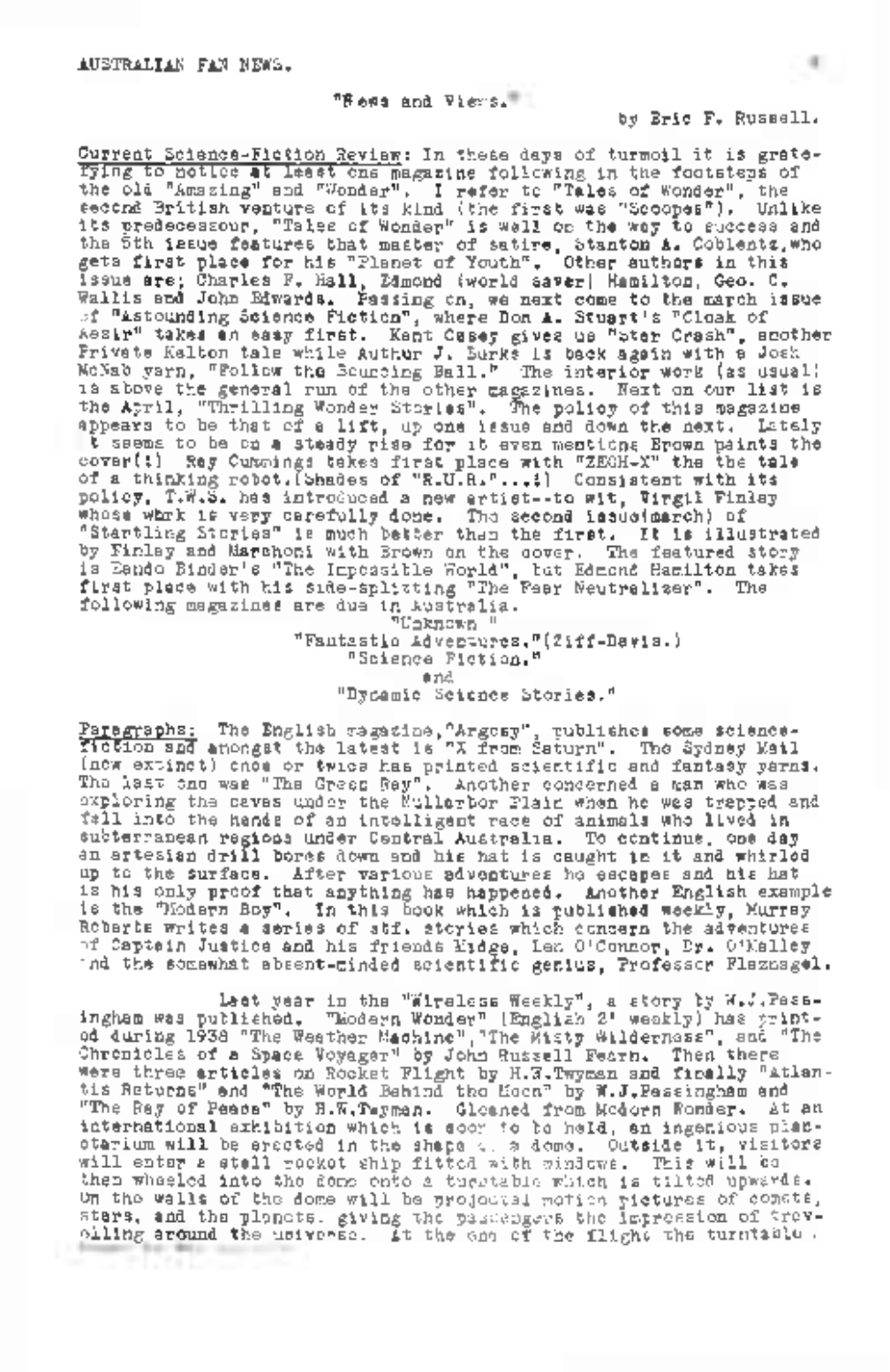"News and Views."

by Eric F. Russell.

Current Science-Fiction Review: In these days of turmoil it is gratefying to notice at least one magazine following in the footsteps of the old "Amazing" and "Wonder". I refer to "Tales of Wonder", the second British venture of its kind (the first was "Scoops"). Unlike its predecessor, "Tales of Wonder" is well on the way to success and the 5th issue features that master of satire, Stanton A. Coblentz, who gets first place for his "Planet of Youth". Other authors in this issue are; Charles F. Hall, Edmond (world saver) Hamilton, Geo. C. Wallis and John Edwards. Passing on, we next come to the march issue of "Astounding Science Fiction", where Don A. Stuart's "Cloak of Aesir" takes an easy first. Kent Casey gives us "Star Crash", another Private Kelton tale while Author J. Burks is back again with a Josh McNab yarn, "Follow the Bouncing Ball." The interior work (as usual) is above the general run of the other magazines. Next on our list is the April, "Thrilling Wonder Stories". The policy of this magazine appears to be that of a lift, up one issue and down the next. Lately it seems to be on a steady rise for it even mentions Brown paints the cover(!) Ray Cummings takes first place with "ZECH-X" the the tale of a thinking robot.(Shades of "R.U.R."...!) Consistent with its policy, T.W.S. has introduced a new artist--to wit, Virgil Finlay whose work is very carefully done. The second issue(march) of "Startling Stories" is much better than the first. It is illustrated by Finlay and Marchoni with Brown on the cover. The featured story is Eando Binder's "The Impossible World", but Edmond Hamilton takes first place with his side-splitting "The Fear Neutralizer". The following magazines are due in Australia.

"Unknown "
"Fantastic Adventures."(Ziff-Davis.)
"Science Fiction."
and
"Dynamic Science Stories."

Paragraphs: The English magazine,"Argosy", publishes some science-fiction and amongst the latest is "X from Saturn". The Sydney Mail (now extinct) once or twice has printed scientific and fantasy yarns. The last one was "The Green Ray". Another concerned a man who was exploring the caves under the Nullarbor Plain when he was trapped and fell into the hands of an intelligent race of animals who lived in subterranean regions under Central Australia. To continue, one day an artesian drill bores down and his hat is caught in it and whirled up to the surface. After various adventures he escapes and his hat is his only proof that anything has happened. Another English example is the "Modern Boy". In this book which is published weekly, Murray Roberts writes a series of stf. stories which concern the adventures of Captain Justice and his friends Midge, Len O'Connor, Dr. O'Malley and the somewhat absent-minded scientific genius, Professor Flaznagel.

Last year in the "Wireless Weekly", a story by W.J.Passingham was published. "Modern Wonder" (English 2' weekly) has printed during 1938 "The Weather Machine","The Misty Wilderness", and "The Chronicles of a Space Voyager" by John Russell Fearn. Then there were three articles on Rocket Flight by H.W.Twyman and finally "Atlantis Returns" and "The World Behind the Moon" by W.J.Passingham and "The Ray of Peace" by H.W.Twyman. Gleaned from Modern Wonder. At an international exhibition which is soon to be held, an ingenious planetarium will be erected in the shape of a dome. Outside it, visitors will enter a steel rocket ship fitted with windows. This will be then wheeled into the dome onto a turntable which is tilted upwards. On the walls of the dome will be projected motion pictures of comets, stars, and the planets, giving the passengers the impression of travelling around the universe. At the end of the flight the turntable .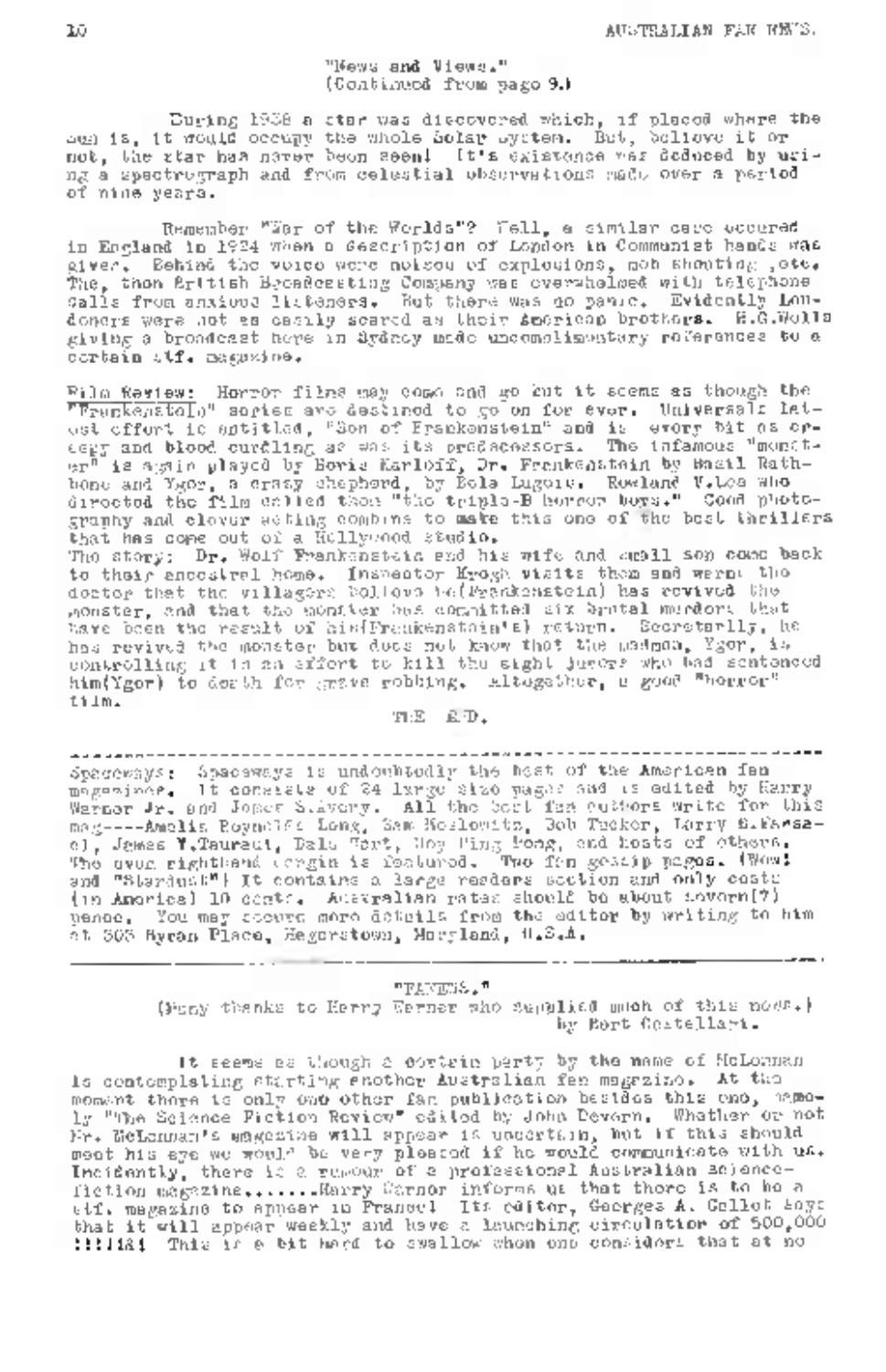"News and Views."
(Continued from page 9.)

During 1938 a star was discovered which, if placed where the sun is, it would occupy the whole Solar system. But, believe it or not, the star has never been seen! It's existence was deduced by using a spectrograph and from celestial observations made over a period of nine years.

Remember "War of the Worlds"? Well, a similar case occured in England in 1924 when a description of London in Communist hands was given. Behind the voice were noises of explosions, mob shooting, etc. The, then British Broadcasting Company was overwhelmed with telephone calls from anxious listeners. But there was no panic. Evidently Londoners were not as easily scared as their American brothers. H.G.Wells giving a broadcast here in Sydney made uncomplimentary references to a certain stf. magazine.

Film Review: Horror films may come and go but it seems as though the "Frankenstein" series are destined to go on for ever. Universal's latest effort is entitled, "Son of Frankenstein" and is every bit as creepy and blood curdling as was its predecessors. The infamous "monster" is again played by Boris Karloff, Dr. Frankenstein by Basil Rathbone and Ygor, a crazy shepherd, by Bela Lugosi. Rowland V.Lee who directed the film called them "the triple-B horror boys." Good photography and clever acting combine to make this one of the best thrillers that has come out of a Hollywood studio.
The story: Dr. Wolf Frankenstein and his wife and small son come back to their ancestral home. Inspector Krogh visits them and warns the doctor that the villagers believe he(Frankenstein) has revived the monster, and that the monster has committed six brutal murders that have been the result of his(Frankenstein's) return. Secretly, he has revived the monster but does not know that the madman, Ygor, is controlling it in an effort to kill the eight jurors who had sentenced him(Ygor) to death for grave robbing. Altogether, a good "horror" film.

THE END.

---

Spaceways: Spaceways is undoubtedly the best of the American fan magazines. It consists of 24 large size pages and is edited by Harry Warner Jr. and Jonas S.Avery. All the best fan authors write for this mag----Amelia Reynolds Long, Sam Moskowitz, Bob Tucker, Larry B.Farsaci, James V.Taurasi, Dale Hart, Hoy Ping Pong, and hosts of others. The ever rightband (orgin is featured. Two fan gossip pages. (Wow! and "Stardust"!) It contains a large readers section and only costs (in America) 10 cents. Australian rates should be about seven(?) pence. You may secure more details from the editor by writing to him at 303 Bryan Place, Hagerstown, Maryland, U.S.A.

---

"FANEWS."
(Many thanks to Harry Warner who supplied much of this news.)
by Bert Castellari.

It seems as though a certain party by the name of McLennan is contemplating starting another Australian fan magazine. At the moment there is only one other fan publication besides this one, namely "The Science Fiction Review" edited by John Devorn. Whether or not Mr. McLennan's magazine will appear is uncertain, but if this should meet his eye we would be very pleased if he would communicate with us. Incidently, there is a rumour of a professional Australian science-fiction magazine.......Harry Warner informs us that there is to be a stf. magazine to appear in France! Its editor, Georges A. Gallet says that it will appear weekly and have a launching circulation of 500,000 !!!!!&! This is a bit hard to swallow when one considers that at no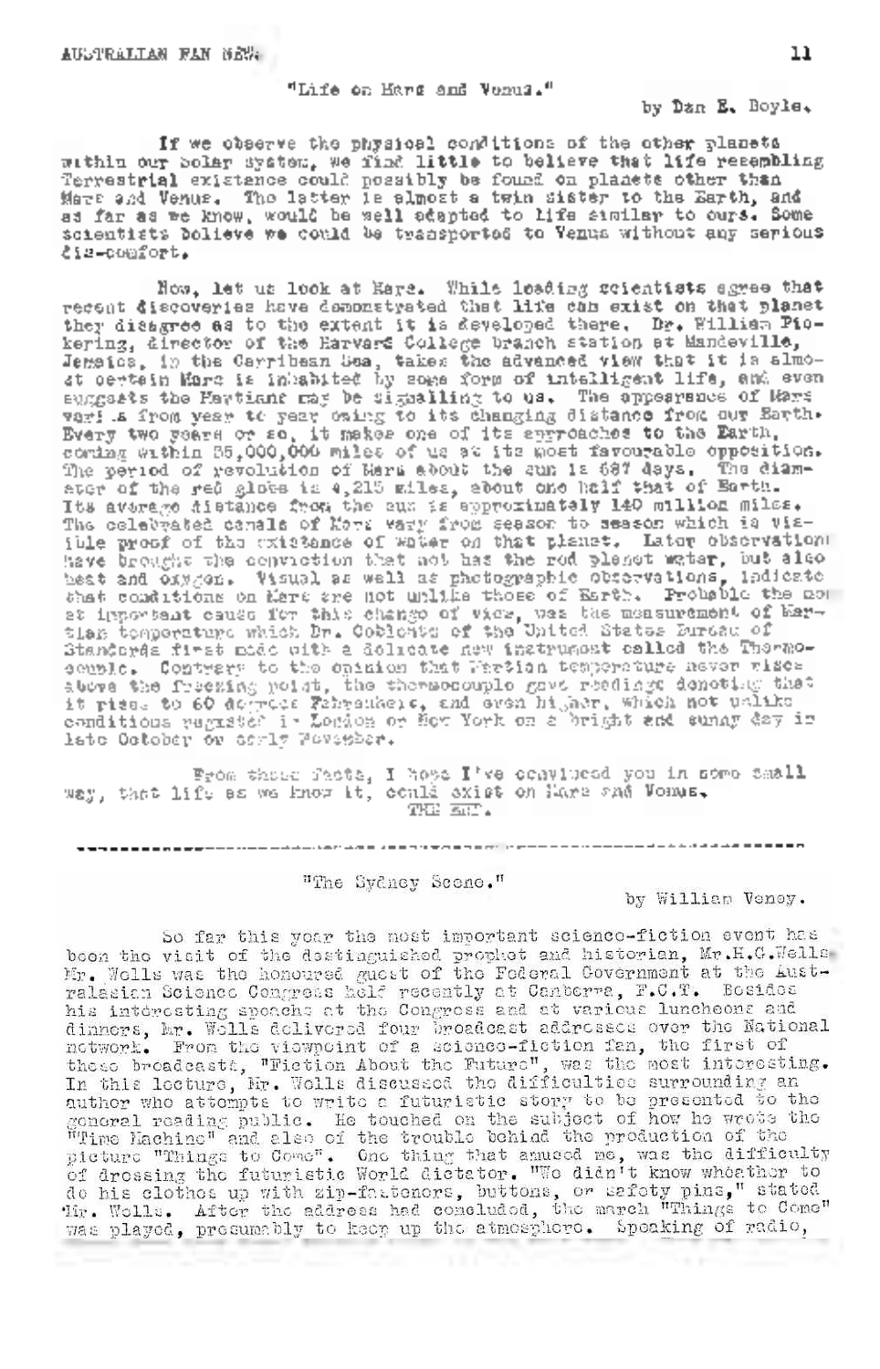## "Life on Mars and Venus."

by Dan E. Boyle.

If we observe the physical conditions of the other planets within our solar system, we find little to believe that life resembling Terrestrial existence could possibly be found on planets other than Mars and Venus. The latter is almost a twin sister to the Earth, and as far as we know, would be well adapted to life similar to ours. Some scientists believe we could be transported to Venus without any serious dis-comfort.

Now, let us look at Mars. While leading scientists agree that recent discoveries have demonstrated that life can exist on that planet they disagree as to the extent it is developed there. Dr. William Pickering, director of the Harvard College branch station at Mandeville, Jamaica, in the Carribean Sea, takes the advanced view that it is almost certain Mars is inhabited by some form of intelligent life, and even suggests the Martians may be signalling to us. The appearance of Mars varies from year to year owing to its changing distance from our Earth. Every two years or so, it makes one of its approaches to the Earth, coming within 35,000,000 miles of us at its most favourable opposition. The period of revolution of Mars about the sun is 687 days. The diameter of the red globe is 4,215 miles, about one half that of Earth. Its average distance from the sun is approximately 140 million miles. The celebrated canals of Mars vary from season to season which is visible proof of the existance of water on that planet. Later observations have brought the conviction that not has the red planet water, but also heat and oxygen. Visual as well as photographic observations, indicate that conditions on Mars are not unlike those of Earth. Probable the mo[st] important cause for this change of view, was the measurement of Martian temperature which Dr. Coblentz of the United States Bureau of Standards first made with a delicate new instrument called the Thermocouple. Contrary to the opinion that Martian temperature never rises above the freezing point, the thermocouple gave readings denoting that it rises to 60 degrees Fahrenheit, and even higher, which not unlike conditions registed in London or New York on a bright and sunny day in late October or early November.

From these facts, I hope I've convinced you in some small way, that life as we know it, could exist on Mars and Venus.

THE END.

---

## "The Sydney Scene."

by William Veney.

So far this year the most important science-fiction event has been the visit of the distinguished prophet and historian, Mr.H.G.Wells. Mr. Wells was the honoured guest of the Federal Government at the Australasian Science Congress held recently at Canberra, F.C.T. Besides his interesting speeches at the Congress and at various luncheons and dinners, Mr. Wells delivered four broadcast addresses over the National network. From the viewpoint of a science-fiction fan, the first of these broadcasts, "Fiction About the Future", was the most interesting. In this lecture, Mr. Wells discussed the difficulties surrounding an author who attempts to write a futuristic story to be presented to the general reading public. He touched on the subject of how he wrote the "Time Machine" and also of the trouble behind the production of the picture "Things to Come". One thing that amused me, was the difficulty of dressing the futuristic World dictator. "We didn't know wheather to do his clothes up with zip-fasteners, buttons, or safety pins," stated Mr. Wells. After the address had concluded, the march "Things to Come" was played, presumably to keep up the atmosphere. Speaking of radio,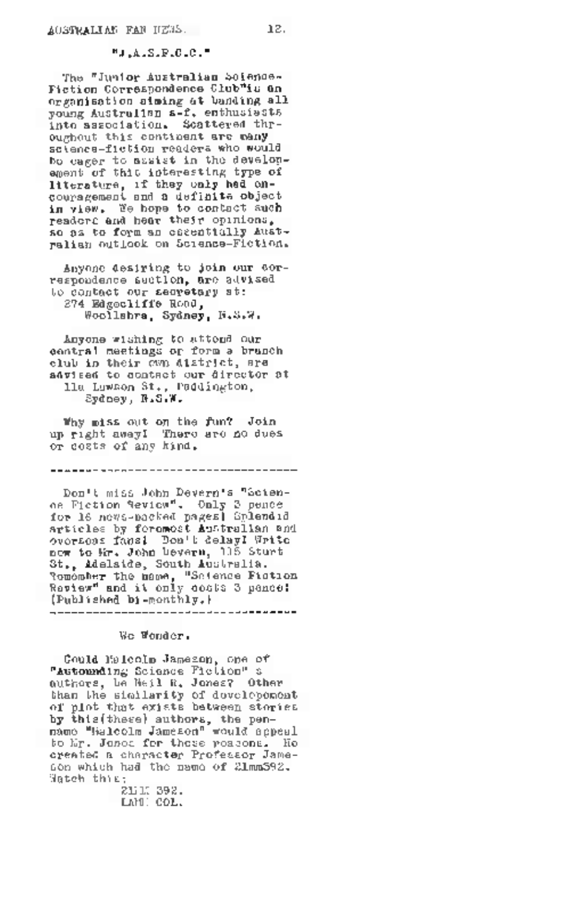## "J.A.S.F.C.C."

The "Junior Australian Science-Fiction Correspondence Club" is an organisation aiming at banding all young Australian s-f. enthusiasts into association. Scattered throughout this continent are many science-fiction readers who would be eager to assist in the development of this interesting type of literature, if they only had encouragement and a definite object in view. We hope to contact such readers and hear their opinions, so as to form an essentially Australian outlook on Science-Fiction.

Anyone desiring to join our correspondence section, are advised to contact our secretary at:
274 Edgecliffe Road,
Woollahra, Sydney, N.S.W.

Anyone wishing to attend our central meetings or form a branch club in their own district, are advised to contact our director at
11a Lawson St., Paddington,
Sydney, N.S.W.

Why miss out on the fun? Join up right away! There are no dues or costs of any kind.

---

Don't miss John Devern's "Science Fiction Review". Only 3 pence for 16 news-packed pages! Splendid articles by foremost Australian and overseas fans! Don't delay! Write now to Mr. John Devern, 115 Sturt St., Adelaide, South Australia. Remember the name, "Science Fiction Review" and it only costs 3 pence! (Published bi-monthly.)

---

## We Wonder.

Could Malcolm Jameson, one of "Astounding Science Fiction" s authors, be Neil R. Jones? Other than the similarity of development of plot that exists between stories by this(these) authors, the pen-name "Malcolm Jameson" would appeal to Mr. Jones for these reasons. He created a character Professor Jameson which had the name of 21mm392. Watch this:

21MM 392.
LAMM COL.